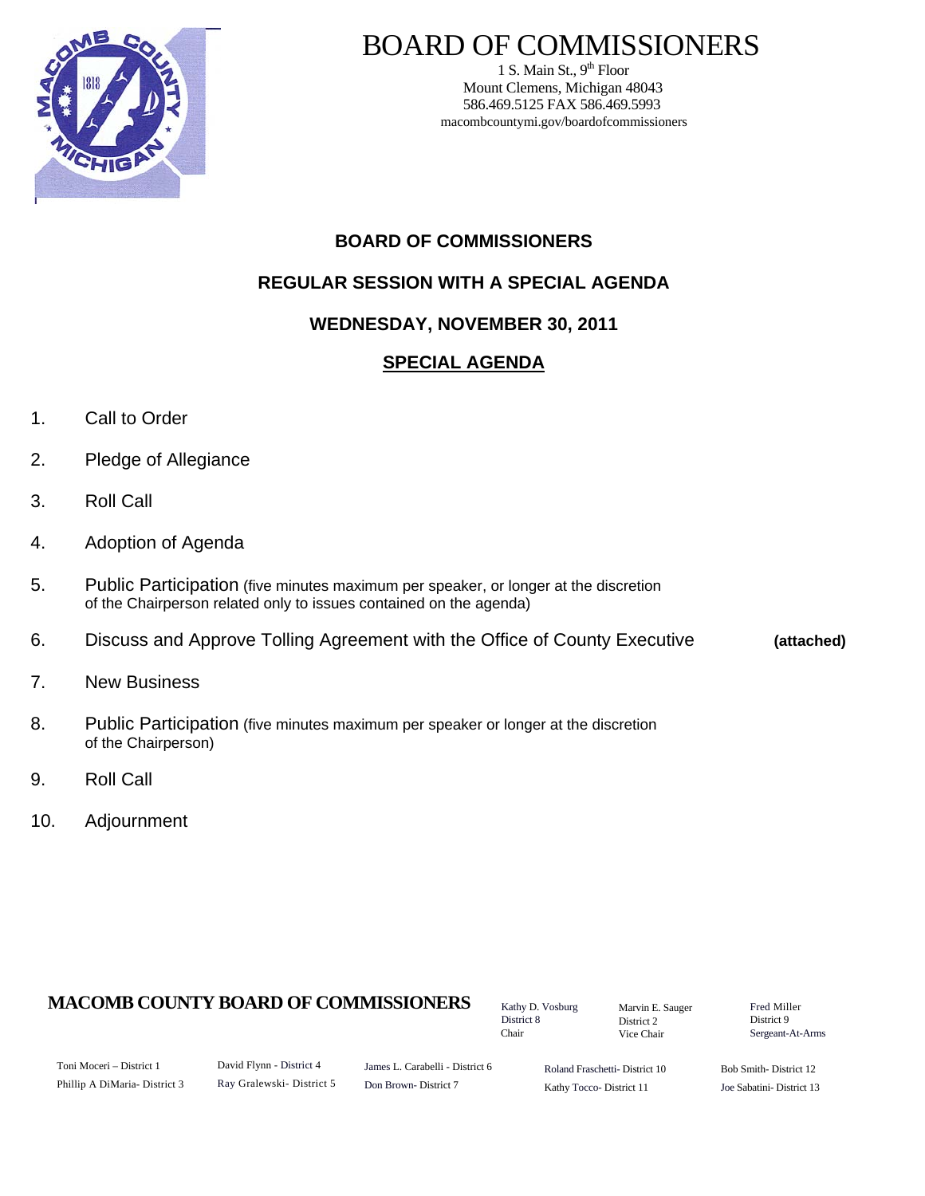# BOARD OF COMMISSIONERS

1 S. Main St., 9th Floor
Mount Clemens, Michigan 48043
586.469.5125 FAX 586.469.5993
macombcountymi.gov/boardofcommissioners

## BOARD OF COMMISSIONERS

## REGULAR SESSION WITH A SPECIAL AGENDA

## WEDNESDAY, NOVEMBER 30, 2011

## SPECIAL AGENDA

1. Call to Order
2. Pledge of Allegiance
3. Roll Call
4. Adoption of Agenda
5. Public Participation (five minutes maximum per speaker, or longer at the discretion of the Chairperson related only to issues contained on the agenda)
6. Discuss and Approve Tolling Agreement with the Office of County Executive **(attached)**
7. New Business
8. Public Participation (five minutes maximum per speaker or longer at the discretion of the Chairperson)
9. Roll Call
10. Adjournment

**MACOMB COUNTY BOARD OF COMMISSIONERS**

Kathy D. Vosburg, District 8, Chair
Marvin E. Sauger, District 2, Vice Chair
Fred Miller, District 9, Sergeant-At-Arms

Toni Moceri – District 1
Phillip A DiMaria- District 3
David Flynn - District 4
Ray Gralewski- District 5
James L. Carabelli - District 6
Don Brown- District 7
Roland Fraschetti- District 10
Kathy Tocco- District 11
Bob Smith- District 12
Joe Sabatini- District 13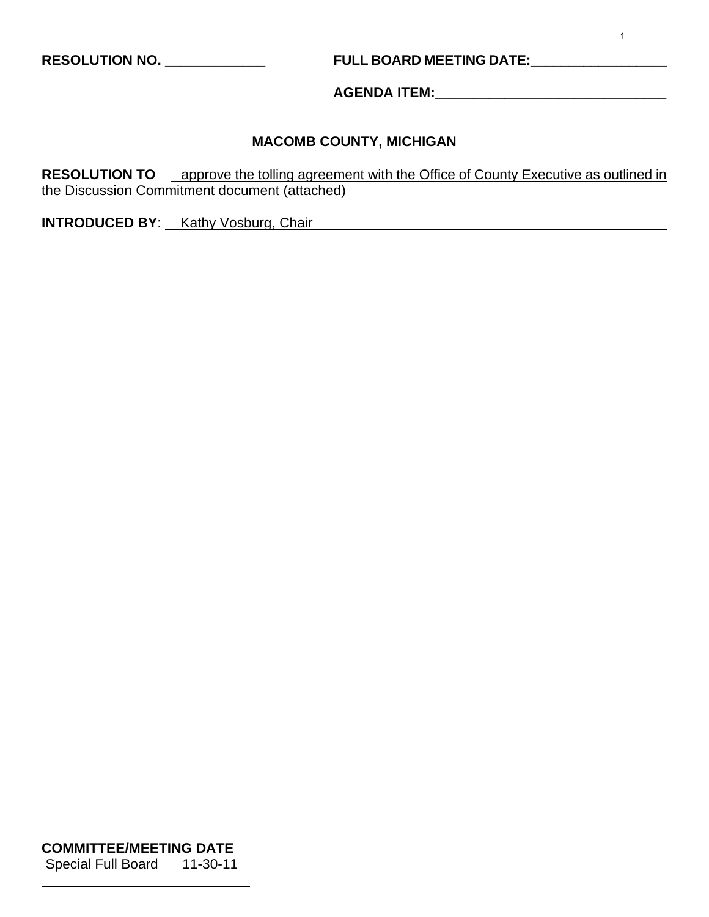**RESOLUTION NO.** ____________ **FULL BOARD MEETING DATE:**________________

**AGENDA ITEM:**____________________________

## MACOMB COUNTY, MICHIGAN

**RESOLUTION TO** approve the tolling agreement with the Office of County Executive as outlined in the Discussion Commitment document (attached)

**INTRODUCED BY**: Kathy Vosburg, Chair

**COMMITTEE/MEETING DATE**
Special Full Board 11-30-11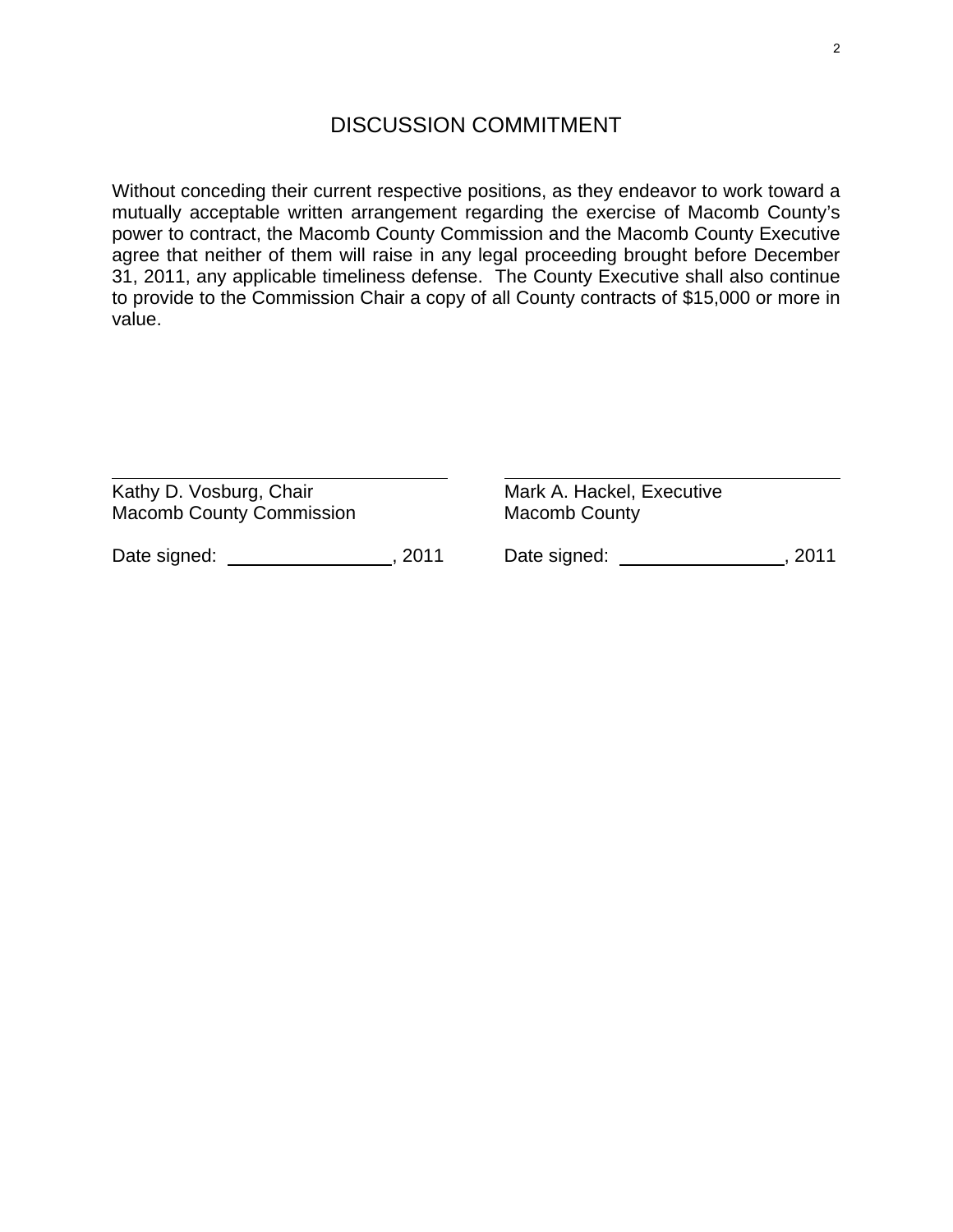# DISCUSSION COMMITMENT

Without conceding their current respective positions, as they endeavor to work toward a mutually acceptable written arrangement regarding the exercise of Macomb County's power to contract, the Macomb County Commission and the Macomb County Executive agree that neither of them will raise in any legal proceeding brought before December 31, 2011, any applicable timeliness defense. The County Executive shall also continue to provide to the Commission Chair a copy of all County contracts of $15,000 or more in value.

\_\_\_\_\_\_\_\_\_\_\_\_\_\_\_\_\_\_\_\_\_\_\_\_\_\_\_\_\_\_\_\_\_\_\_\_
Kathy D. Vosburg, Chair
Macomb County Commission

Date signed: \_\_\_\_\_\_\_\_\_\_\_\_\_\_\_\_, 2011

\_\_\_\_\_\_\_\_\_\_\_\_\_\_\_\_\_\_\_\_\_\_\_\_\_\_\_\_\_\_\_\_\_\_\_\_
Mark A. Hackel, Executive
Macomb County

Date signed: \_\_\_\_\_\_\_\_\_\_\_\_\_\_\_\_, 2011